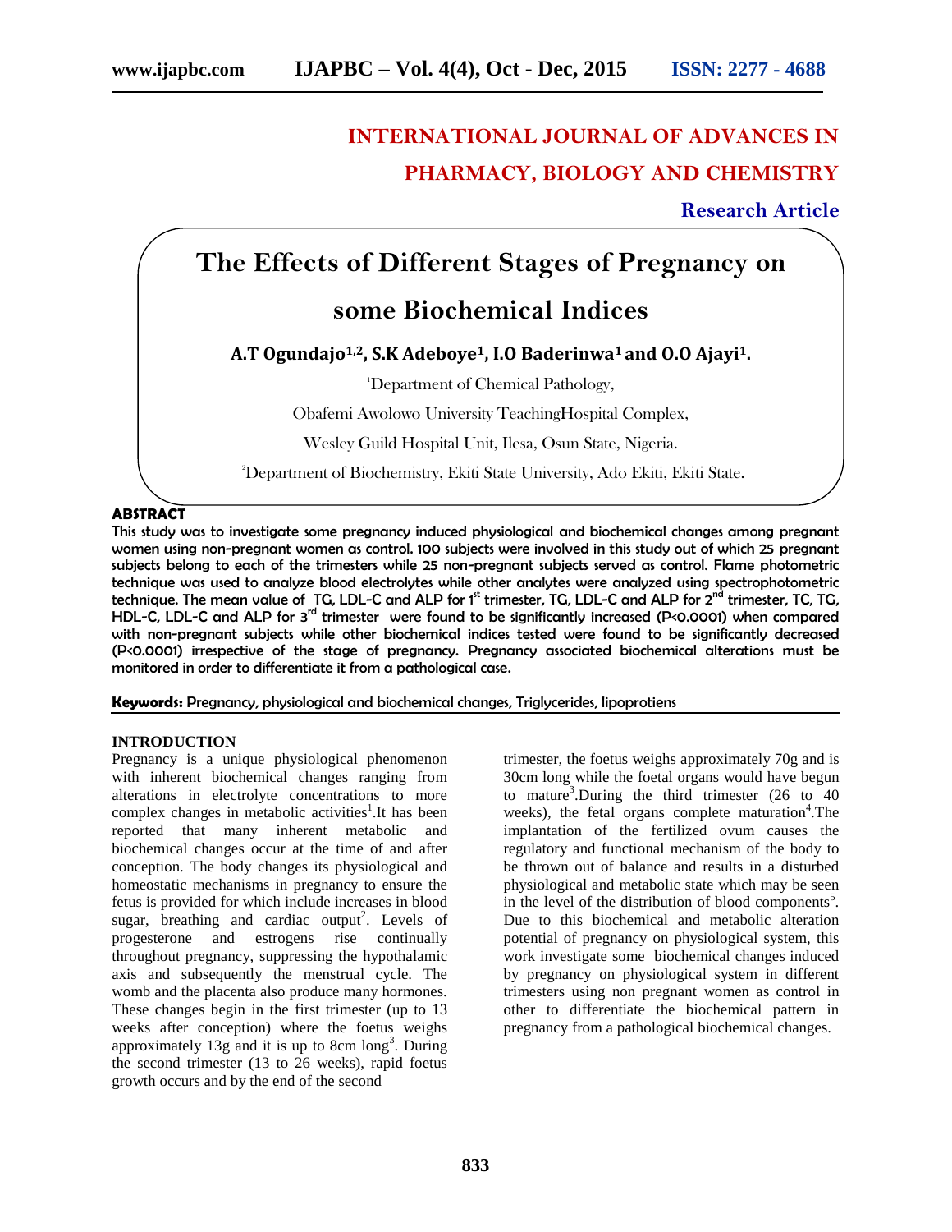# INTERNATIONAL JOURNAL OF ADVANCES IN PHARMACY, BIOLOGY AND CHEMISTRY

**Research Article**

# The Effects of Different Stages of Pregnancy on some Biochemical Indices

**A.T Ogundajo[1,2], S.K Adeboye[1], I.O Baderinwa[1] and O.O Ajayi[1].**

[1]Department of Chemical Pathology,

Obafemi Awolowo University TeachingHospital Complex,

Wesley Guild Hospital Unit, Ilesa, Osun State, Nigeria.

[2]Department of Biochemistry, Ekiti State University, Ado Ekiti, Ekiti State.

## ABSTRACT

This study was to investigate some pregnancy induced physiological and biochemical changes among pregnant women using non-pregnant women as control. 100 subjects were involved in this study out of which 25 pregnant subjects belong to each of the trimesters while 25 non-pregnant subjects served as control. Flame photometric technique was used to analyze blood electrolytes while other analytes were analyzed using spectrophotometric technique. The mean value of TG, LDL-C and ALP for 1[st] trimester, TG, LDL-C and ALP for 2[nd] trimester, TC, TG, HDL-C, LDL-C and ALP for 3[rd] trimester were found to be significantly increased ($P<0.0001$) when compared with non-pregnant subjects while other biochemical indices tested were found to be significantly decreased ($P<0.0001$) irrespective of the stage of pregnancy. Pregnancy associated biochemical alterations must be monitored in order to differentiate it from a pathological case.

**Keywords:** Pregnancy, physiological and biochemical changes, Triglycerides, lipoprotiens

## INTRODUCTION

Pregnancy is a unique physiological phenomenon with inherent biochemical changes ranging from alterations in electrolyte concentrations to more complex changes in metabolic activities[1].It has been reported that many inherent metabolic and biochemical changes occur at the time of and after conception. The body changes its physiological and homeostatic mechanisms in pregnancy to ensure the fetus is provided for which include increases in blood sugar, breathing and cardiac output[2]. Levels of progesterone and estrogens rise continually throughout pregnancy, suppressing the hypothalamic axis and subsequently the menstrual cycle. The womb and the placenta also produce many hormones. These changes begin in the first trimester (up to 13 weeks after conception) where the foetus weighs approximately 13g and it is up to 8cm long[3]. During the second trimester (13 to 26 weeks), rapid foetus growth occurs and by the end of the second trimester, the foetus weighs approximately 70g and is 30cm long while the foetal organs would have begun to mature[3].During the third trimester (26 to 40 weeks), the fetal organs complete maturation[4].The implantation of the fertilized ovum causes the regulatory and functional mechanism of the body to be thrown out of balance and results in a disturbed physiological and metabolic state which may be seen in the level of the distribution of blood components[5]. Due to this biochemical and metabolic alteration potential of pregnancy on physiological system, this work investigate some biochemical changes induced by pregnancy on physiological system in different trimesters using non pregnant women as control in other to differentiate the biochemical pattern in pregnancy from a pathological biochemical changes.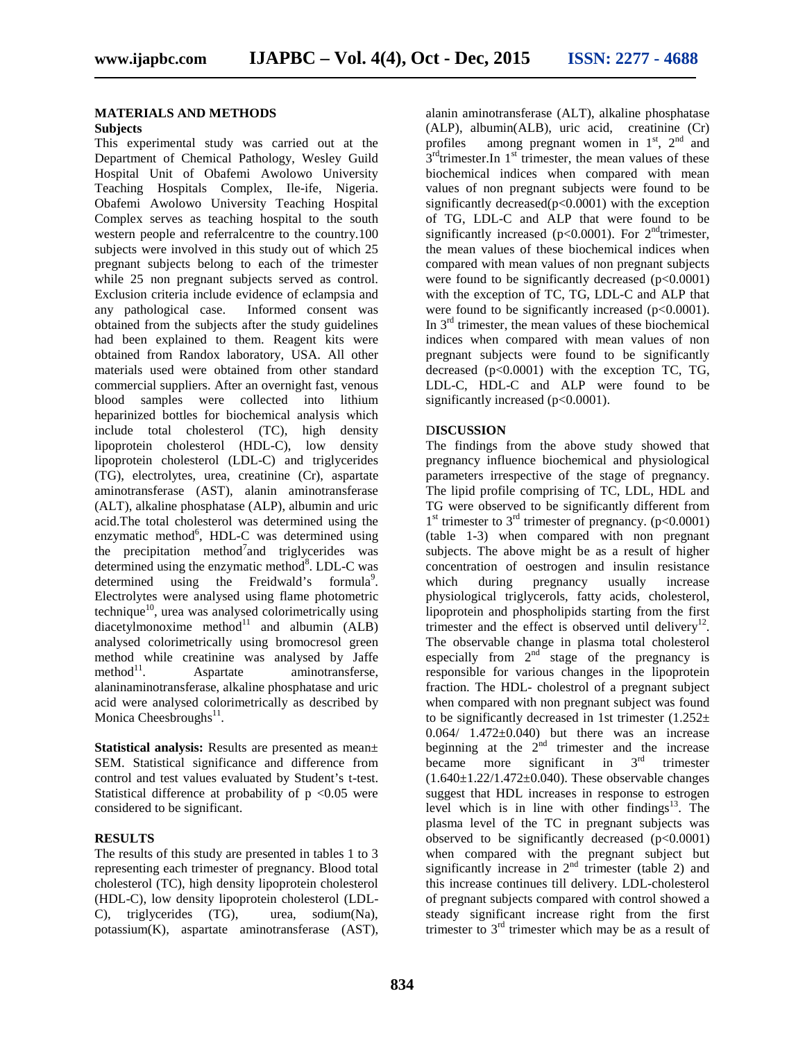## MATERIALS AND METHODS

### Subjects

This experimental study was carried out at the Department of Chemical Pathology, Wesley Guild Hospital Unit of Obafemi Awolowo University Teaching Hospitals Complex, Ile-ife, Nigeria. Obafemi Awolowo University Teaching Hospital Complex serves as teaching hospital to the south western people and referralcentre to the country.100 subjects were involved in this study out of which 25 pregnant subjects belong to each of the trimester while 25 non pregnant subjects served as control. Exclusion criteria include evidence of eclampsia and any pathological case. Informed consent was obtained from the subjects after the study guidelines had been explained to them. Reagent kits were obtained from Randox laboratory, USA. All other materials used were obtained from other standard commercial suppliers. After an overnight fast, venous blood samples were collected into lithium heparinized bottles for biochemical analysis which include total cholesterol (TC), high density lipoprotein cholesterol (HDL-C), low density lipoprotein cholesterol (LDL-C) and triglycerides (TG), electrolytes, urea, creatinine (Cr), aspartate aminotransferase (AST), alanin aminotransferase (ALT), alkaline phosphatase (ALP), albumin and uric acid.The total cholesterol was determined using the enzymatic method[6], HDL-C was determined using the precipitation method[7]and triglycerides was determined using the enzymatic method[8]. LDL-C was determined using the Freidwald's formula[9]. Electrolytes were analysed using flame photometric technique[10], urea was analysed colorimetrically using diacetylmonoxime method[11] and albumin (ALB) analysed colorimetrically using bromocresol green method while creatinine was analysed by Jaffe method[11]. Aspartate aminotransferse, alaninaminotransferase, alkaline phosphatase and uric acid were analysed colorimetrically as described by Monica Cheesbroughs[11].

**Statistical analysis:** Results are presented as mean± SEM. Statistical significance and difference from control and test values evaluated by Student's t-test. Statistical difference at probability of $p < 0.05$ were considered to be significant.

## RESULTS

The results of this study are presented in tables 1 to 3 representing each trimester of pregnancy. Blood total cholesterol (TC), high density lipoprotein cholesterol (HDL-C), low density lipoprotein cholesterol (LDL-C), triglycerides (TG), urea, sodium(Na), potassium(K), aspartate aminotransferase (AST), alanin aminotransferase (ALT), alkaline phosphatase (ALP), albumin(ALB), uric acid, creatinine (Cr) profiles among pregnant women in 1st, 2nd and 3rdtrimester.In 1st trimester, the mean values of these biochemical indices when compared with mean values of non pregnant subjects were found to be significantly decreased($p<0.0001$) with the exception of TG, LDL-C and ALP that were found to be significantly increased ($p<0.0001$). For 2ndtrimester, the mean values of these biochemical indices when compared with mean values of non pregnant subjects were found to be significantly decreased ($p<0.0001$) with the exception of TC, TG, LDL-C and ALP that were found to be significantly increased ($p<0.0001$). In 3rd trimester, the mean values of these biochemical indices when compared with mean values of non pregnant subjects were found to be significantly decreased ($p<0.0001$) with the exception TC, TG, LDL-C, HDL-C and ALP were found to be significantly increased ($p<0.0001$).

## DISCUSSION

The findings from the above study showed that pregnancy influence biochemical and physiological parameters irrespective of the stage of pregnancy. The lipid profile comprising of TC, LDL, HDL and TG were observed to be significantly different from 1st trimester to 3rd trimester of pregnancy. ($p<0.0001$) (table 1-3) when compared with non pregnant subjects. The above might be as a result of higher concentration of oestrogen and insulin resistance which during pregnancy usually increase physiological triglycerols, fatty acids, cholesterol, lipoprotein and phospholipids starting from the first trimester and the effect is observed until delivery[12]. The observable change in plasma total cholesterol especially from 2nd stage of the pregnancy is responsible for various changes in the lipoprotein fraction. The HDL- cholestrol of a pregnant subject when compared with non pregnant subject was found to be significantly decreased in 1st trimester (1.252± 0.064/ 1.472±0.040) but there was an increase beginning at the 2nd trimester and the increase became more significant in 3rd trimester (1.640±1.22/1.472±0.040). These observable changes suggest that HDL increases in response to estrogen level which is in line with other findings[13]. The plasma level of the TC in pregnant subjects was observed to be significantly decreased ($p<0.0001$) when compared with the pregnant subject but significantly increase in 2nd trimester (table 2) and this increase continues till delivery. LDL-cholesterol of pregnant subjects compared with control showed a steady significant increase right from the first trimester to 3rd trimester which may be as a result of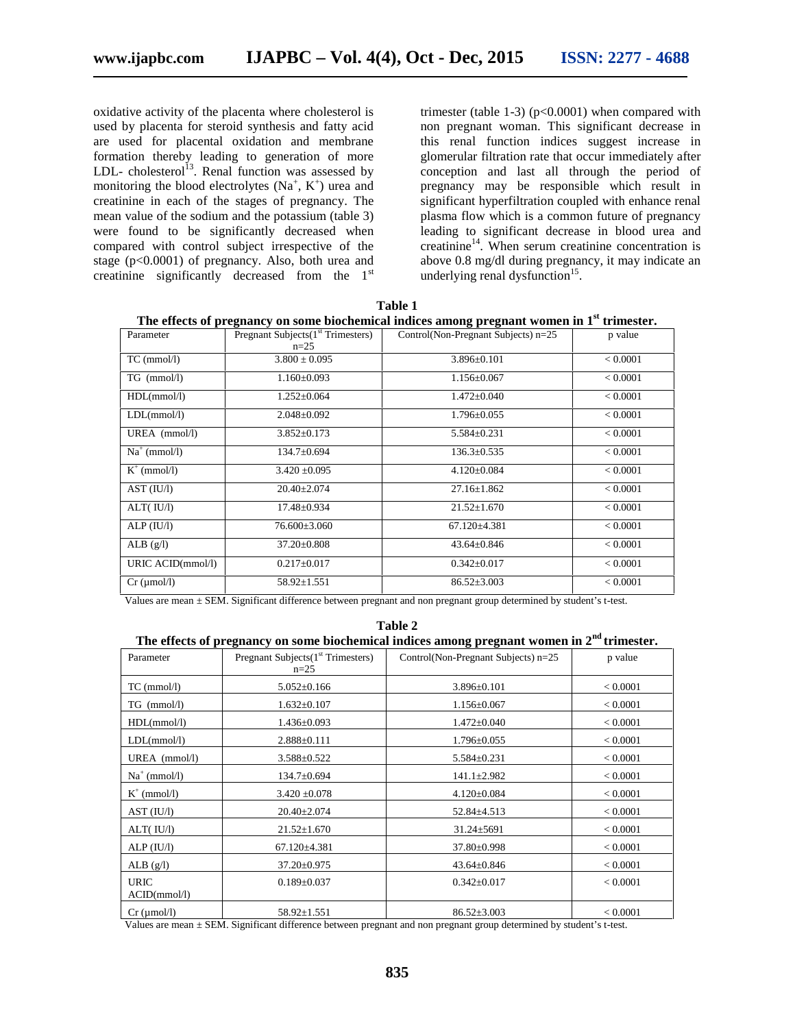oxidative activity of the placenta where cholesterol is used by placenta for steroid synthesis and fatty acid are used for placental oxidation and membrane formation thereby leading to generation of more LDL- cholesterol[13]. Renal function was assessed by monitoring the blood electrolytes ($Na^+$, $K^+$) urea and creatinine in each of the stages of pregnancy. The mean value of the sodium and the potassium (table 3) were found to be significantly decreased when compared with control subject irrespective of the stage ($p<0.0001$) of pregnancy. Also, both urea and creatinine significantly decreased from the 1st trimester (table 1-3) ($p<0.0001$) when compared with non pregnant woman. This significant decrease in this renal function indices suggest increase in glomerular filtration rate that occur immediately after conception and last all through the period of pregnancy may be responsible which result in significant hyperfiltration coupled with enhance renal plasma flow which is a common future of pregnancy leading to significant decrease in blood urea and creatinine[14]. When serum creatinine concentration is above 0.8 mg/dl during pregnancy, it may indicate an underlying renal dysfunction[15].

**Table 1**
**The effects of pregnancy on some biochemical indices among pregnant women in 1st trimester.**

| Parameter | Pregnant Subjects(1st Trimesters) n=25 | Control(Non-Pregnant Subjects) n=25 | p value |
|---|---|---|---|
| TC (mmol/l) | 3.800 ± 0.095 | 3.896±0.101 | < 0.0001 |
| TG (mmol/l) | 1.160±0.093 | 1.156±0.067 | < 0.0001 |
| HDL(mmol/l) | 1.252±0.064 | 1.472±0.040 | < 0.0001 |
| LDL(mmol/l) | 2.048±0.092 | 1.796±0.055 | < 0.0001 |
| UREA (mmol/l) | 3.852±0.173 | 5.584±0.231 | < 0.0001 |
| $Na^+$ (mmol/l) | 134.7±0.694 | 136.3±0.535 | < 0.0001 |
| $K^+$ (mmol/l) | 3.420 ±0.095 | 4.120±0.084 | < 0.0001 |
| AST (IU/l) | 20.40±2.074 | 27.16±1.862 | < 0.0001 |
| ALT( IU/l) | 17.48±0.934 | 21.52±1.670 | < 0.0001 |
| ALP (IU/l) | 76.600±3.060 | 67.120±4.381 | < 0.0001 |
| ALB (g/l) | 37.20±0.808 | 43.64±0.846 | < 0.0001 |
| URIC ACID(mmol/l) | 0.217±0.017 | 0.342±0.017 | < 0.0001 |
| Cr (μmol/l) | 58.92±1.551 | 86.52±3.003 | < 0.0001 |

Values are mean ± SEM. Significant difference between pregnant and non pregnant group determined by student's t-test.

**Table 2**
**The effects of pregnancy on some biochemical indices among pregnant women in 2nd trimester.**

| Parameter | Pregnant Subjects(1st Trimesters) n=25 | Control(Non-Pregnant Subjects) n=25 | p value |
|---|---|---|---|
| TC (mmol/l) | 5.052±0.166 | 3.896±0.101 | < 0.0001 |
| TG (mmol/l) | 1.632±0.107 | 1.156±0.067 | < 0.0001 |
| HDL(mmol/l) | 1.436±0.093 | 1.472±0.040 | < 0.0001 |
| LDL(mmol/l) | 2.888±0.111 | 1.796±0.055 | < 0.0001 |
| UREA (mmol/l) | 3.588±0.522 | 5.584±0.231 | < 0.0001 |
| $Na^+$ (mmol/l) | 134.7±0.694 | 141.1±2.982 | < 0.0001 |
| $K^+$ (mmol/l) | 3.420 ±0.078 | 4.120±0.084 | < 0.0001 |
| AST (IU/l) | 20.40±2.074 | 52.84±4.513 | < 0.0001 |
| ALT( IU/l) | 21.52±1.670 | 31.24±5691 | < 0.0001 |
| ALP (IU/l) | 67.120±4.381 | 37.80±0.998 | < 0.0001 |
| ALB (g/l) | 37.20±0.975 | 43.64±0.846 | < 0.0001 |
| URIC ACID(mmol/l) | 0.189±0.037 | 0.342±0.017 | < 0.0001 |
| Cr (μmol/l) | 58.92±1.551 | 86.52±3.003 | < 0.0001 |

Values are mean ± SEM. Significant difference between pregnant and non pregnant group determined by student's t-test.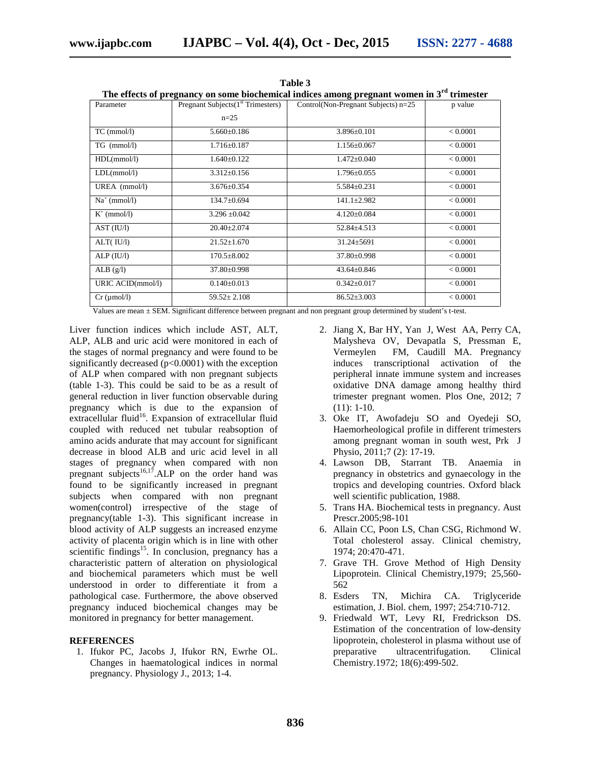**Table 3**

**The effects of pregnancy on some biochemical indices among pregnant women in 3rd trimester**

| Parameter | Pregnant Subjects(1st Trimesters) n=25 | Control(Non-Pregnant Subjects) n=25 | p value |
|---|---|---|---|
| TC (mmol/l) | 5.660±0.186 | 3.896±0.101 | < 0.0001 |
| TG (mmol/l) | 1.716±0.187 | 1.156±0.067 | < 0.0001 |
| HDL(mmol/l) | 1.640±0.122 | 1.472±0.040 | < 0.0001 |
| LDL(mmol/l) | 3.312±0.156 | 1.796±0.055 | < 0.0001 |
| UREA (mmol/l) | 3.676±0.354 | 5.584±0.231 | < 0.0001 |
| $Na^+$ (mmol/l) | 134.7±0.694 | 141.1±2.982 | < 0.0001 |
| $K^+$ (mmol/l) | 3.296 ±0.042 | 4.120±0.084 | < 0.0001 |
| AST (IU/l) | 20.40±2.074 | 52.84±4.513 | < 0.0001 |
| ALT( IU/l) | 21.52±1.670 | 31.24±5691 | < 0.0001 |
| ALP (IU/l) | 170.5±8.002 | 37.80±0.998 | < 0.0001 |
| ALB (g/l) | 37.80±0.998 | 43.64±0.846 | < 0.0001 |
| URIC ACID(mmol/l) | 0.140±0.013 | 0.342±0.017 | < 0.0001 |
| Cr (µmol/l) | 59.52± 2.108 | 86.52±3.003 | < 0.0001 |

Values are mean ± SEM. Significant difference between pregnant and non pregnant group determined by student's t-test.

Liver function indices which include AST, ALT, ALP, ALB and uric acid were monitored in each of the stages of normal pregnancy and were found to be significantly decreased ($p<0.0001$) with the exception of ALP when compared with non pregnant subjects (table 1-3). This could be said to be as a result of general reduction in liver function observable during pregnancy which is due to the expansion of extracellular fluid[16]. Expansion of extracellular fluid coupled with reduced net tubular reabsoption of amino acids andurate that may account for significant decrease in blood ALB and uric acid level in all stages of pregnancy when compared with non pregnant subjects[16,17].ALP on the order hand was found to be significantly increased in pregnant subjects when compared with non pregnant women(control) irrespective of the stage of pregnancy(table 1-3). This significant increase in blood activity of ALP suggests an increased enzyme activity of placenta origin which is in line with other scientific findings[15]. In conclusion, pregnancy has a characteristic pattern of alteration on physiological and biochemical parameters which must be well understood in order to differentiate it from a pathological case. Furthermore, the above observed pregnancy induced biochemical changes may be monitored in pregnancy for better management.

## REFERENCES

1. Ifukor PC, Jacobs J, Ifukor RN, Ewrhe OL. Changes in haematological indices in normal pregnancy. Physiology J., 2013; 1-4.
2. Jiang X, Bar HY, Yan J, West AA, Perry CA, Malysheva OV, Devapatla S, Pressman E, Vermeylen FM, Caudill MA. Pregnancy induces transcriptional activation of the peripheral innate immune system and increases oxidative DNA damage among healthy third trimester pregnant women. Plos One, 2012; 7 (11): 1-10.
3. Oke IT, Awofadeju SO and Oyedeji SO, Haemorheological profile in different trimesters among pregnant woman in south west, Prk J Physio, 2011;7 (2): 17-19.
4. Lawson DB, Starrant TB. Anaemia in pregnancy in obstetrics and gynaecology in the tropics and developing countries. Oxford black well scientific publication, 1988.
5. Trans HA. Biochemical tests in pregnancy. Aust Prescr.2005;98-101
6. Allain CC, Poon LS, Chan CSG, Richmond W. Total cholesterol assay. Clinical chemistry, 1974; 20:470-471.
7. Grave TH. Grove Method of High Density Lipoprotein. Clinical Chemistry,1979; 25,560-562
8. Esders TN, Michira CA. Triglyceride estimation, J. Biol. chem, 1997; 254:710-712.
9. Friedwald WT, Levy RI, Fredrickson DS. Estimation of the concentration of low-density lipoprotein, cholesterol in plasma without use of preparative ultracentrifugation. Clinical Chemistry.1972; 18(6):499-502.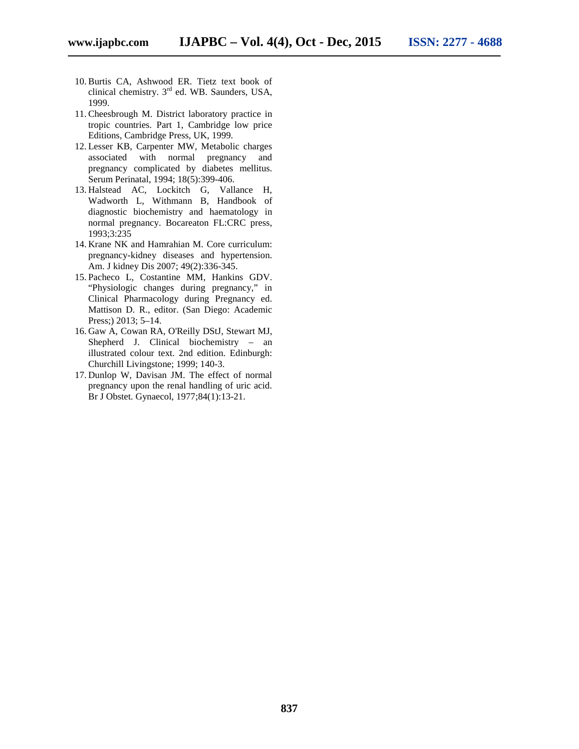10. Burtis CA, Ashwood ER. Tietz text book of clinical chemistry. 3rd ed. WB. Saunders, USA, 1999.
11. Cheesbrough M. District laboratory practice in tropic countries. Part 1, Cambridge low price Editions, Cambridge Press, UK, 1999.
12. Lesser KB, Carpenter MW, Metabolic charges associated with normal pregnancy and pregnancy complicated by diabetes mellitus. Serum Perinatal, 1994; 18(5):399-406.
13. Halstead AC, Lockitch G, Vallance H, Wadworth L, Withmann B, Handbook of diagnostic biochemistry and haematology in normal pregnancy. Bocareaton FL:CRC press, 1993;3:235
14. Krane NK and Hamrahian M. Core curriculum: pregnancy-kidney diseases and hypertension. Am. J kidney Dis 2007; 49(2):336-345.
15. Pacheco L, Costantine MM, Hankins GDV. "Physiologic changes during pregnancy," in Clinical Pharmacology during Pregnancy ed. Mattison D. R., editor. (San Diego: Academic Press;) 2013; 5–14.
16. Gaw A, Cowan RA, O'Reilly DStJ, Stewart MJ, Shepherd J. Clinical biochemistry – an illustrated colour text. 2nd edition. Edinburgh: Churchill Livingstone; 1999; 140-3.
17. Dunlop W, Davisan JM. The effect of normal pregnancy upon the renal handling of uric acid. Br J Obstet. Gynaecol, 1977;84(1):13-21.